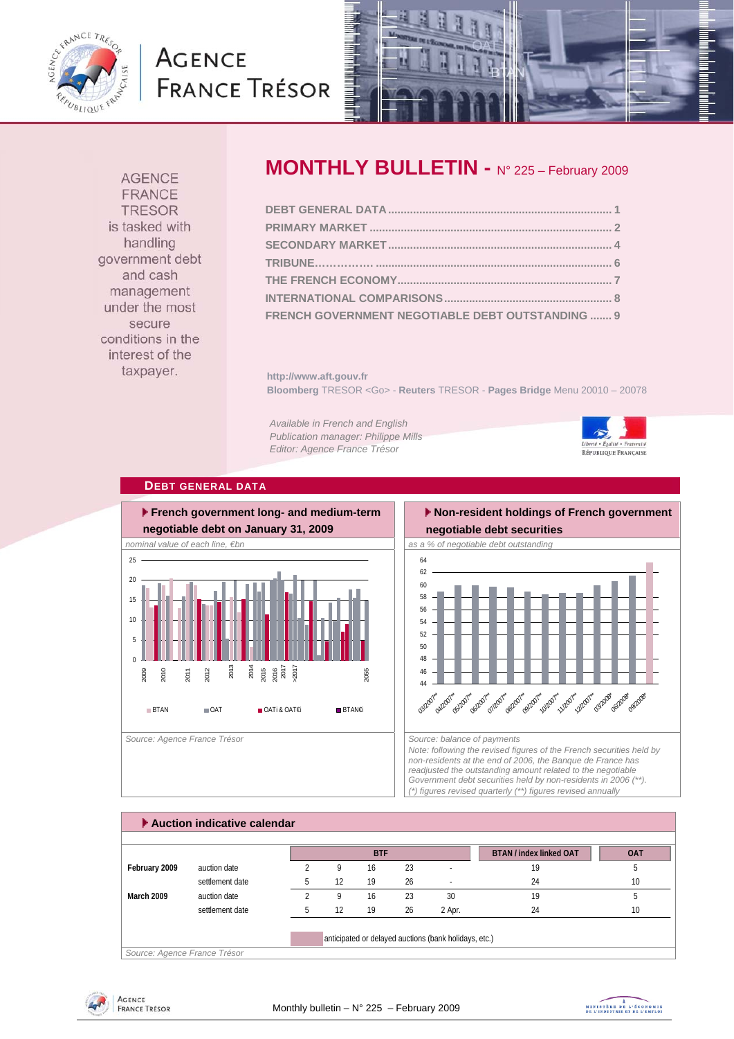# MONTHLY BULLETIN - N° 225 – February 2009

AGENCE FRANCE TRESOR is tasked with handling government debt and cash management under the most secure conditions in the interest of the taxpayer.

- DEBT GENERAL DATA ........................................................................ 1
- PRIMARY MARKET ............................................................................ 2
- SECONDARY MARKET ........................................................................ 4
- TRIBUNE................ ........................................................................ 6
- THE FRENCH ECONOMY.................................................................... 7
- INTERNATIONAL COMPARISONS...................................................... 8
- FRENCH GOVERNMENT NEGOTIABLE DEBT OUTSTANDING ....... 9

http://www.aft.gouv.fr

**Bloomberg** TRESOR <Go> - **Reuters** TRESOR - **Pages Bridge** Menu 20010 – 20078

*Available in French and English*
*Publication manager: Philippe Mills*
*Editor: Agence France Trésor*

## DEBT GENERAL DATA

### French government long- and medium-term negotiable debt on January 31, 2009

*nominal value of each line, €bn*

Source: Agence France Trésor

### Non-resident holdings of French government negotiable debt securities

*as a % of negotiable debt outstanding*

Source: balance of payments

Note: following the revised figures of the French securities held by non-residents at the end of 2006, the Banque de France has readjusted the outstanding amount related to the negotiable Government debt securities held by non-residents in 2006 (**).
(*) figures revised quarterly (**) figures revised annually

### Auction indicative calendar

| | | BTF | | | | | BTAN / index linked OAT | OAT |
|---|---|---|---|---|---|---|---|---|
| **February 2009** | auction date | 2 | 9 | 16 | 23 | - | 19 | 5 |
| | settlement date | 5 | 12 | 19 | 26 | - | 24 | 10 |
| **March 2009** | auction date | 2 | 9 | 16 | 23 | 30 | 19 | 5 |
| | settlement date | 5 | 12 | 19 | 26 | 2 Apr. | 24 | 10 |

anticipated or delayed auctions (bank holidays, etc.)

Source: Agence France Trésor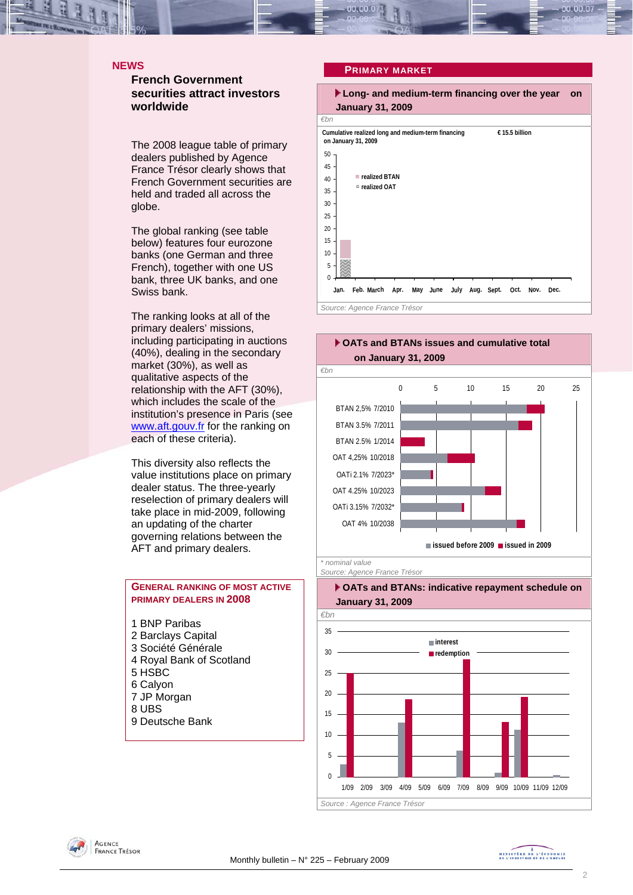## NEWS

### French Government securities attract investors worldwide

The 2008 league table of primary dealers published by Agence France Trésor clearly shows that French Government securities are held and traded all across the globe.

The global ranking (see table below) features four eurozone banks (one German and three French), together with one US bank, three UK banks, and one Swiss bank.

The ranking looks at all of the primary dealers' missions, including participating in auctions (40%), dealing in the secondary market (30%), as well as qualitative aspects of the relationship with the AFT (30%), which includes the scale of the institution's presence in Paris (see www.aft.gouv.fr for the ranking on each of these criteria).

This diversity also reflects the value institutions place on primary dealer status. The three-yearly reselection of primary dealers will take place in mid-2009, following an updating of the charter governing relations between the AFT and primary dealers.

**GENERAL RANKING OF MOST ACTIVE PRIMARY DEALERS IN 2008**

1 BNP Paribas
2 Barclays Capital
3 Société Générale
4 Royal Bank of Scotland
5 HSBC
6 Calyon
7 JP Morgan
8 UBS
9 Deutsche Bank

## PRIMARY MARKET

**Long- and medium-term financing over the year on January 31, 2009**

€bn

Cumulative realized long and medium-term financing on January 31, 2009: € 15.5 billion

Legend: realized BTAN, realized OAT

Source: Agence France Trésor

**OATs and BTANs issues and cumulative total on January 31, 2009**

€bn

Legend: issued before 2009, issued in 2009

BTAN 2,5% 7/2010; BTAN 3.5% 7/2011; BTAN 2.5% 1/2014; OAT 4,25% 10/2018; OATi 2.1% 7/2023*; OAT 4.25% 10/2023; OATi 3.15% 7/2032*; OAT 4% 10/2038

\* nominal value

Source: Agence France Trésor

**OATs and BTANs: indicative repayment schedule on January 31, 2009**

€bn

Legend: interest, redemption

Source : Agence France Trésor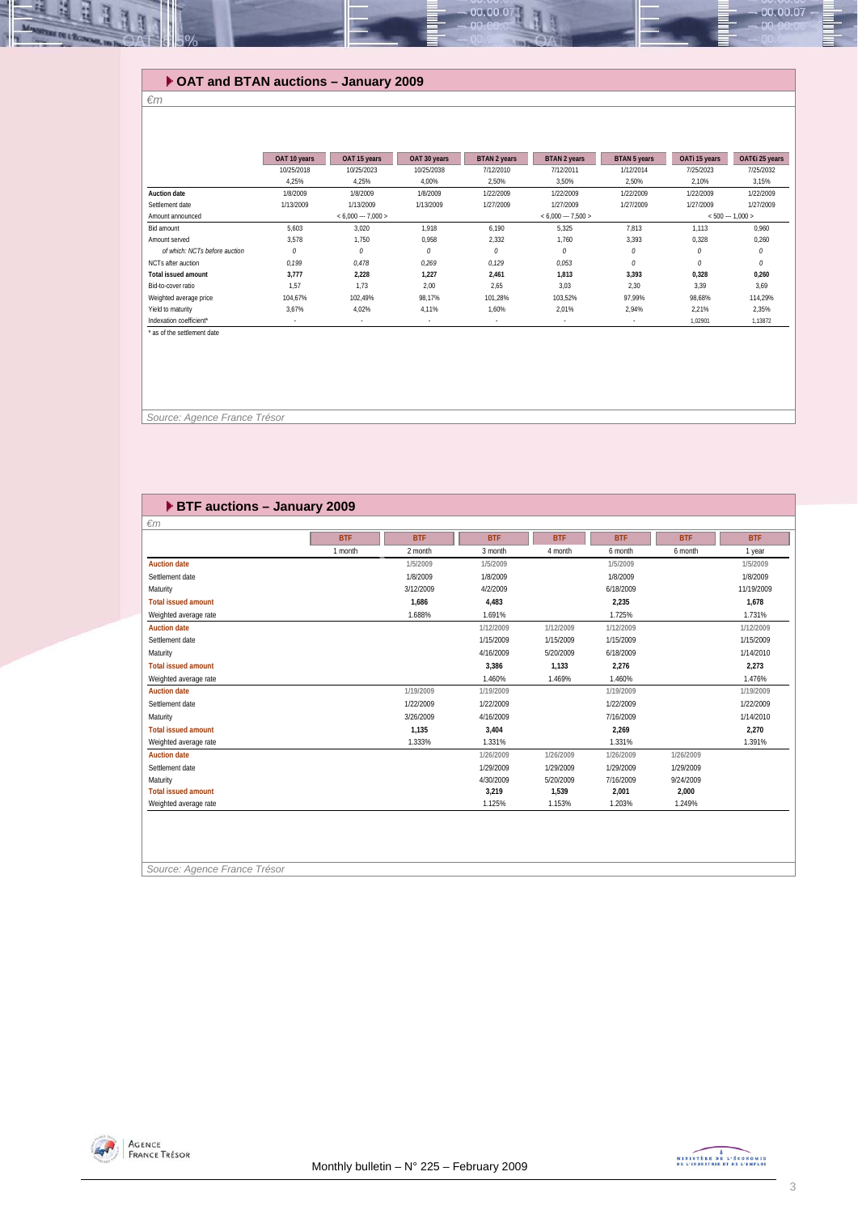## OAT and BTAN auctions – January 2009

*€m*

| | OAT 10 years | OAT 15 years | OAT 30 years | BTAN 2 years | BTAN 2 years | BTAN 5 years | OATi 15 years | OAT€i 25 years |
|---|---|---|---|---|---|---|---|---|
| | 10/25/2018 | 10/25/2023 | 10/25/2038 | 7/12/2010 | 7/12/2011 | 1/12/2014 | 7/25/2023 | 7/25/2032 |
| | 4,25% | 4,25% | 4,00% | 2,50% | 3,50% | 2,50% | 2,10% | 3,15% |
| **Auction date** | 1/8/2009 | 1/8/2009 | 1/8/2009 | 1/22/2009 | 1/22/2009 | 1/22/2009 | 1/22/2009 | 1/22/2009 |
| Settlement date | 1/13/2009 | 1/13/2009 | 1/13/2009 | 1/27/2009 | 1/27/2009 | 1/27/2009 | 1/27/2009 | 1/27/2009 |
| Amount announced | | < 6,000 --- 7,000 > | | | < 6,000 --- 7,500 > | | < 500 --- 1,000 > | |
| Bid amount | 5,603 | 3,020 | 1,918 | 6,190 | 5,325 | 7,813 | 1,113 | 0,960 |
| Amount served | 3,578 | 1,750 | 0,958 | 2,332 | 1,760 | 3,393 | 0,328 | 0,260 |
| *of which: NCTs before auction* | *0* | *0* | *0* | *0* | *0* | *0* | *0* | *0* |
| NCTs after auction | *0,199* | *0,478* | *0,269* | *0,129* | *0,053* | *0* | *0* | *0* |
| **Total issued amount** | **3,777** | **2,228** | **1,227** | **2,461** | **1,813** | **3,393** | **0,328** | **0,260** |
| Bid-to-cover ratio | 1,57 | 1,73 | 2,00 | 2,65 | 3,03 | 2,30 | 3,39 | 3,69 |
| Weighted average price | 104,67% | 102,49% | 98,17% | 101,28% | 103,52% | 97,99% | 98,68% | 114,29% |
| Yield to maturity | 3,67% | 4,02% | 4,11% | 1,60% | 2,01% | 2,94% | 2,21% | 2,35% |
| Indexation coefficient* | - | - | - | - | - | - | 1,02901 | 1,13872 |

\* as of the settlement date

*Source: Agence France Trésor*

## BTF auctions – January 2009

*€m*

| | BTF | BTF | BTF | BTF | BTF | BTF | BTF |
|---|---|---|---|---|---|---|---|
| | 1 month | 2 month | 3 month | 4 month | 6 month | 6 month | 1 year |
| **Auction date** | | 1/5/2009 | 1/5/2009 | | 1/5/2009 | | 1/5/2009 |
| Settlement date | | 1/8/2009 | 1/8/2009 | | 1/8/2009 | | 1/8/2009 |
| Maturity | | 3/12/2009 | 4/2/2009 | | 6/18/2009 | | 11/19/2009 |
| **Total issued amount** | | **1,686** | **4,483** | | **2,235** | | **1,678** |
| Weighted average rate | | 1.688% | 1.691% | | 1.725% | | 1.731% |
| **Auction date** | | | 1/12/2009 | 1/12/2009 | 1/12/2009 | | 1/12/2009 |
| Settlement date | | | 1/15/2009 | 1/15/2009 | 1/15/2009 | | 1/15/2009 |
| Maturity | | | 4/16/2009 | 5/20/2009 | 6/18/2009 | | 1/14/2010 |
| **Total issued amount** | | | **3,386** | **1,133** | **2,276** | | **2,273** |
| Weighted average rate | | | 1.460% | 1.469% | 1.460% | | 1.476% |
| **Auction date** | | 1/19/2009 | 1/19/2009 | | 1/19/2009 | | 1/19/2009 |
| Settlement date | | 1/22/2009 | 1/22/2009 | | 1/22/2009 | | 1/22/2009 |
| Maturity | | 3/26/2009 | 4/16/2009 | | 7/16/2009 | | 1/14/2010 |
| **Total issued amount** | | **1,135** | **3,404** | | **2,269** | | **2,270** |
| Weighted average rate | | 1.333% | 1.331% | | 1.331% | | 1.391% |
| **Auction date** | | | 1/26/2009 | 1/26/2009 | 1/26/2009 | 1/26/2009 | |
| Settlement date | | | 1/29/2009 | 1/29/2009 | 1/29/2009 | 1/29/2009 | |
| Maturity | | | 4/30/2009 | 5/20/2009 | 7/16/2009 | 9/24/2009 | |
| **Total issued amount** | | | **3,219** | **1,539** | **2,001** | **2,000** | |
| Weighted average rate | | | 1.125% | 1.153% | 1.203% | 1.249% | |

*Source: Agence France Trésor*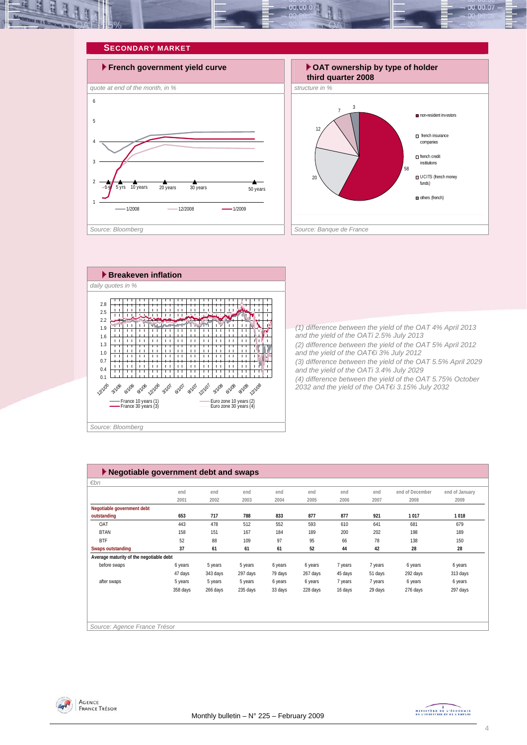## SECONDARY MARKET

### French government yield curve

*quote at end of the month, in %*

Source: Bloomberg

### OAT ownership by type of holder third quarter 2008

*structure in %*

Source: Banque de France

### Breakeven inflation

*daily quotes in %*

Source: Bloomberg

(1) difference between the yield of the OAT 4% April 2013 and the yield of the OATi 2.5% July 2013
(2) difference between the yield of the OAT 5% April 2012 and the yield of the OAT€i 3% July 2012
(3) difference between the yield of the OAT 5.5% April 2029 and the yield of the OATi 3.4% July 2029
(4) difference between the yield of the OAT 5.75% October 2032 and the yield of the OAT€i 3.15% July 2032

### Negotiable government debt and swaps

*€bn*

| | end 2001 | end 2002 | end 2003 | end 2004 | end 2005 | end 2006 | end 2007 | end of December 2008 | end of January 2009 |
|---|---|---|---|---|---|---|---|---|---|
| **Negotiable government debt outstanding** | **653** | **717** | **788** | **833** | **877** | **877** | **921** | **1 017** | **1 018** |
| OAT | 443 | 478 | 512 | 552 | 593 | 610 | 641 | 681 | 679 |
| BTAN | 158 | 151 | 167 | 184 | 189 | 200 | 202 | 198 | 189 |
| BTF | 52 | 88 | 109 | 97 | 95 | 66 | 78 | 138 | 150 |
| **Swaps outstanding** | **37** | **61** | **61** | **61** | **52** | **44** | **42** | **28** | **28** |
| **Average maturity of the negotiable debt** | | | | | | | | | |
| before swaps | 6 years | 5 years | 5 years | 6 years | 6 years | 7 years | 7 years | 6 years | 6 years |
| | 47 days | 343 days | 297 days | 79 days | 267 days | 45 days | 51 days | 292 days | 313 days |
| after swaps | 5 years | 5 years | 5 years | 6 years | 6 years | 7 years | 7 years | 6 years | 6 years |
| | 358 days | 266 days | 235 days | 33 days | 228 days | 16 days | 29 days | 276 days | 297 days |

Source: Agence France Trésor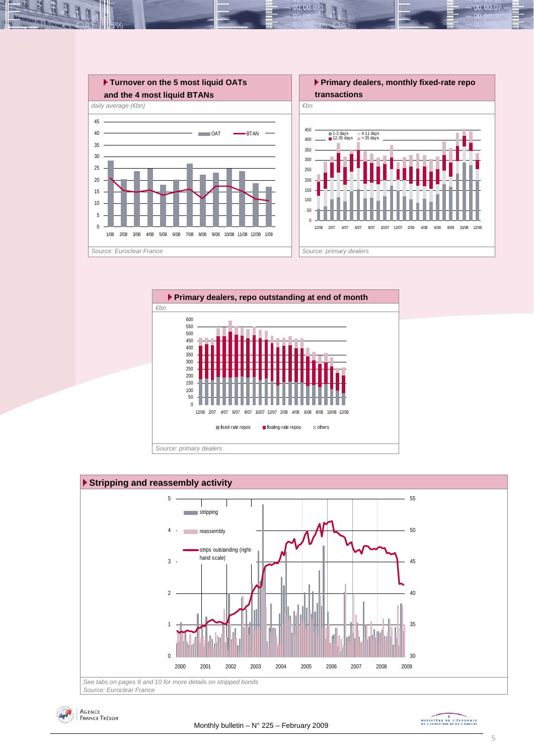### Turnover on the 5 most liquid OATs and the 4 most liquid BTANs

*daily average (€bn)*

45
40
35
30
25
20
15
10
5
0

OAT — BTAN

1/08 2/08 3/08 4/08 5/08 6/08 7/08 8/08 9/08 10/08 11/08 12/08 1/09

*Source: Euroclear France*

### Primary dealers, monthly fixed-rate repo transactions

*€bn*

1-3 days; 4-11 days; 12-35 days; > 35 days

12/06 2/07 4/07 6/07 8/07 10/07 12/07 2/08 4/08 6/08 8/08 10/08 12/08

*Source: primary dealers*

### Primary dealers, repo outstanding at end of month

*€bn*

12/06 2/07 4/07 6/07 8/07 10/07 12/07 2/08 4/08 6/08 8/08 10/08 12/08

fixed-rate repos; floating-rate repos; others

*Source: primary dealers*

### Stripping and reassembly activity

stripping; reassembly; strips outstanding (right-hand scale)

2000 2001 2002 2003 2004 2005 2006 2007 2008 2009

*See tabs on pages 9 and 10 for more details on stripped bonds*
*Source: Euroclear France*

Monthly bulletin – N° 225 – February 2009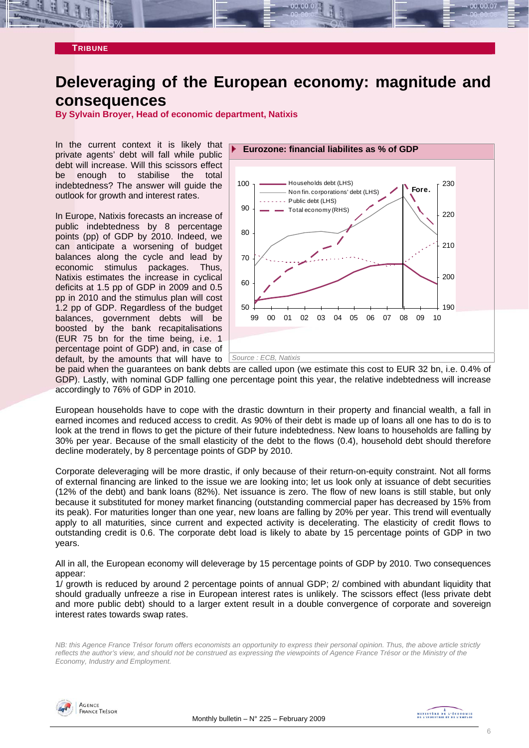TRIBUNE

# Deleveraging of the European economy: magnitude and consequences

**By Sylvain Broyer, Head of economic department, Natixis**

In the current context it is likely that private agents' debt will fall while public debt will increase. Will this scissors effect be enough to stabilise the total indebtedness? The answer will guide the outlook for growth and interest rates.

In Europe, Natixis forecasts an increase of public indebtedness by 8 percentage points (pp) of GDP by 2010. Indeed, we can anticipate a worsening of budget balances along the cycle and lead by economic stimulus packages. Thus, Natixis estimates the increase in cyclical deficits at 1.5 pp of GDP in 2009 and 0.5 pp in 2010 and the stimulus plan will cost 1.2 pp of GDP. Regardless of the budget balances, government debts will be boosted by the bank recapitalisations (EUR 75 bn for the time being, i.e. 1 percentage point of GDP) and, in case of default, by the amounts that will have to be paid when the guarantees on bank debts are called upon (we estimate this cost to EUR 32 bn, i.e. 0.4% of GDP). Lastly, with nominal GDP falling one percentage point this year, the relative indebtedness will increase accordingly to 76% of GDP in 2010.

**Eurozone: financial liabilites as % of GDP**

Source : ECB, Natixis

European households have to cope with the drastic downturn in their property and financial wealth, a fall in earned incomes and reduced access to credit. As 90% of their debt is made up of loans all one has to do is to look at the trend in flows to get the picture of their future indebtedness. New loans to households are falling by 30% per year. Because of the small elasticity of the debt to the flows (0.4), household debt should therefore decline moderately, by 8 percentage points of GDP by 2010.

Corporate deleveraging will be more drastic, if only because of their return-on-equity constraint. Not all forms of external financing are linked to the issue we are looking into; let us look only at issuance of debt securities (12% of the debt) and bank loans (82%). Net issuance is zero. The flow of new loans is still stable, but only because it substituted for money market financing (outstanding commercial paper has decreased by 15% from its peak). For maturities longer than one year, new loans are falling by 20% per year. This trend will eventually apply to all maturities, since current and expected activity is decelerating. The elasticity of credit flows to outstanding credit is 0.6. The corporate debt load is likely to abate by 15 percentage points of GDP in two years.

All in all, the European economy will deleverage by 15 percentage points of GDP by 2010. Two consequences appear:

1/ growth is reduced by around 2 percentage points of annual GDP; 2/ combined with abundant liquidity that should gradually unfreeze a rise in European interest rates is unlikely. The scissors effect (less private debt and more public debt) should to a larger extent result in a double convergence of corporate and sovereign interest rates towards swap rates.

*NB: this Agence France Trésor forum offers economists an opportunity to express their personal opinion. Thus, the above article strictly reflects the author's view, and should not be construed as expressing the viewpoints of Agence France Trésor or the Ministry of the Economy, Industry and Employment.*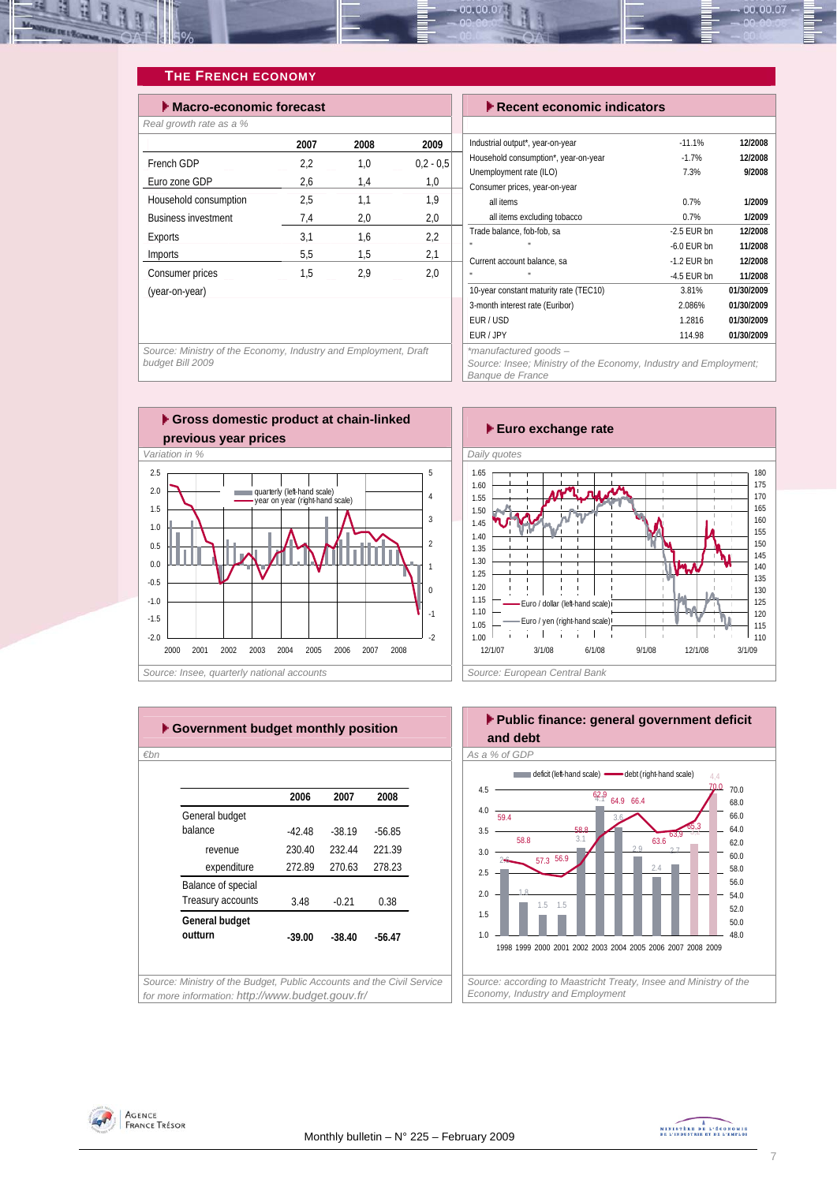## The French Economy

### Macro-economic forecast

*Real growth rate as a %*

| | 2007 | 2008 | 2009 |
|---|---|---|---|
| French GDP | 2,2 | 1,0 | 0,2 - 0,5 |
| Euro zone GDP | 2,6 | 1,4 | 1,0 |
| Household consumption | 2,5 | 1,1 | 1,9 |
| Business investment | 7,4 | 2,0 | 2,0 |
| Exports | 3,1 | 1,6 | 2,2 |
| Imports | 5,5 | 1,5 | 2,1 |
| Consumer prices (year-on-year) | 1,5 | 2,9 | 2,0 |

*Source: Ministry of the Economy, Industry and Employment, Draft budget Bill 2009*

### Recent economic indicators

| | | |
|---|---|---|
| Industrial output*, year-on-year | -11.1% | 12/2008 |
| Household consumption*, year-on-year | -1.7% | 12/2008 |
| Unemployment rate (ILO) | 7.3% | 9/2008 |
| Consumer prices, year-on-year | | |
| all items | 0.7% | 1/2009 |
| all items excluding tobacco | 0.7% | 1/2009 |
| Trade balance, fob-fob, sa | -2.5 EUR bn | 12/2008 |
| " " | -6.0 EUR bn | 11/2008 |
| Current account balance, sa | -1.2 EUR bn | 12/2008 |
| " " | -4.5 EUR bn | 11/2008 |
| 10-year constant maturity rate (TEC10) | 3.81% | 01/30/2009 |
| 3-month interest rate (Euribor) | 2.086% | 01/30/2009 |
| EUR / USD | 1.2816 | 01/30/2009 |
| EUR / JPY | 114.98 | 01/30/2009 |

*manufactured goods –
*Source: Insee; Ministry of the Economy, Industry and Employment; Banque de France*

### Gross domestic product at chain-linked previous year prices

*Variation in %*

*Source: Insee, quarterly national accounts*

### Euro exchange rate

*Daily quotes*

*Source: European Central Bank*

### Government budget monthly position

*€bn*

| | 2006 | 2007 | 2008 |
|---|---|---|---|
| General budget balance | -42.48 | -38.19 | -56.85 |
| revenue | 230.40 | 232.44 | 221.39 |
| expenditure | 272.89 | 270.63 | 278.23 |
| Balance of special Treasury accounts | 3.48 | -0.21 | 0.38 |
| **General budget outturn** | **-39.00** | **-38.40** | **-56.47** |

*Source: Ministry of the Budget, Public Accounts and the Civil Service for more information: http://www.budget.gouv.fr/*

### Public finance: general government deficit and debt

*As a % of GDP*

*Source: according to Maastricht Treaty, Insee and Ministry of the Economy, Industry and Employment*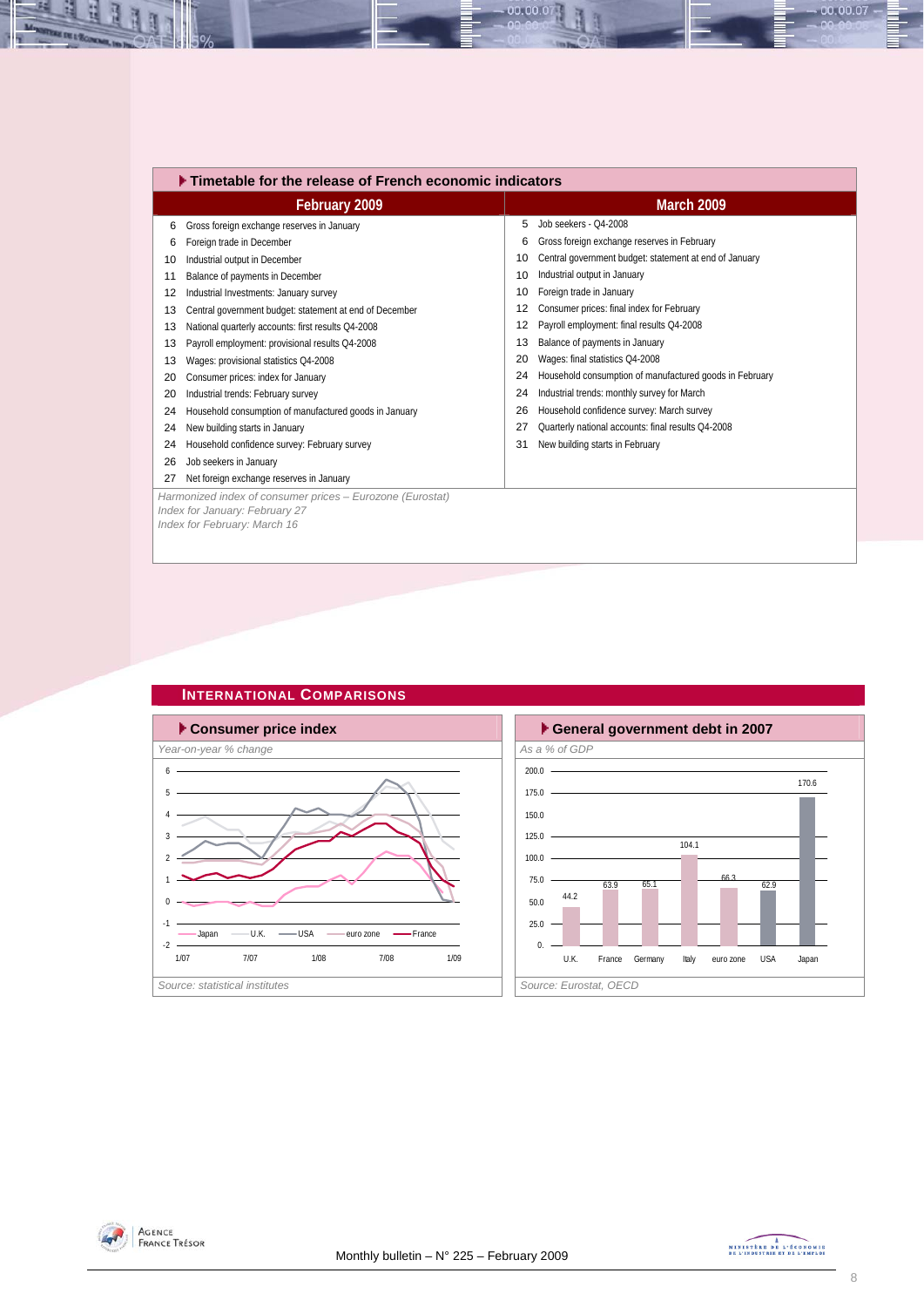## Timetable for the release of French economic indicators

| February 2009 | | March 2009 | |
|---|---|---|---|
| 6 | Gross foreign exchange reserves in January | 5 | Job seekers - Q4-2008 |
| 6 | Foreign trade in December | 6 | Gross foreign exchange reserves in February |
| 10 | Industrial output in December | 10 | Central government budget: statement at end of January |
| 11 | Balance of payments in December | 10 | Industrial output in January |
| 12 | Industrial Investments: January survey | 10 | Foreign trade in January |
| 13 | Central government budget: statement at end of December | 12 | Consumer prices: final index for February |
| 13 | National quarterly accounts: first results Q4-2008 | 12 | Payroll employment: final results Q4-2008 |
| 13 | Payroll employment: provisional results Q4-2008 | 13 | Balance of payments in January |
| 13 | Wages: provisional statistics Q4-2008 | 20 | Wages: final statistics Q4-2008 |
| 20 | Consumer prices: index for January | 24 | Household consumption of manufactured goods in February |
| 20 | Industrial trends: February survey | 24 | Industrial trends: monthly survey for March |
| 24 | Household consumption of manufactured goods in January | 26 | Household confidence survey: March survey |
| 24 | New building starts in January | 27 | Quarterly national accounts: final results Q4-2008 |
| 24 | Household confidence survey: February survey | 31 | New building starts in February |
| 26 | Job seekers in January | | |
| 27 | Net foreign exchange reserves in January | | |

*Harmonized index of consumer prices – Eurozone (Eurostat)*
*Index for January: February 27*
*Index for February: March 16*

## International Comparisons

### Consumer price index

*Year-on-year % change*

Legend: Japan, U.K., USA, euro zone, France

*Source: statistical institutes*

### General government debt in 2007

*As a % of GDP*

| U.K. | France | Germany | Italy | euro zone | USA | Japan |
|---|---|---|---|---|---|---|
| 44.2 | 63.9 | 65.1 | 104.1 | 66.3 | 62.9 | 170.6 |

*Source: Eurostat, OECD*

Monthly bulletin – N° 225 – February 2009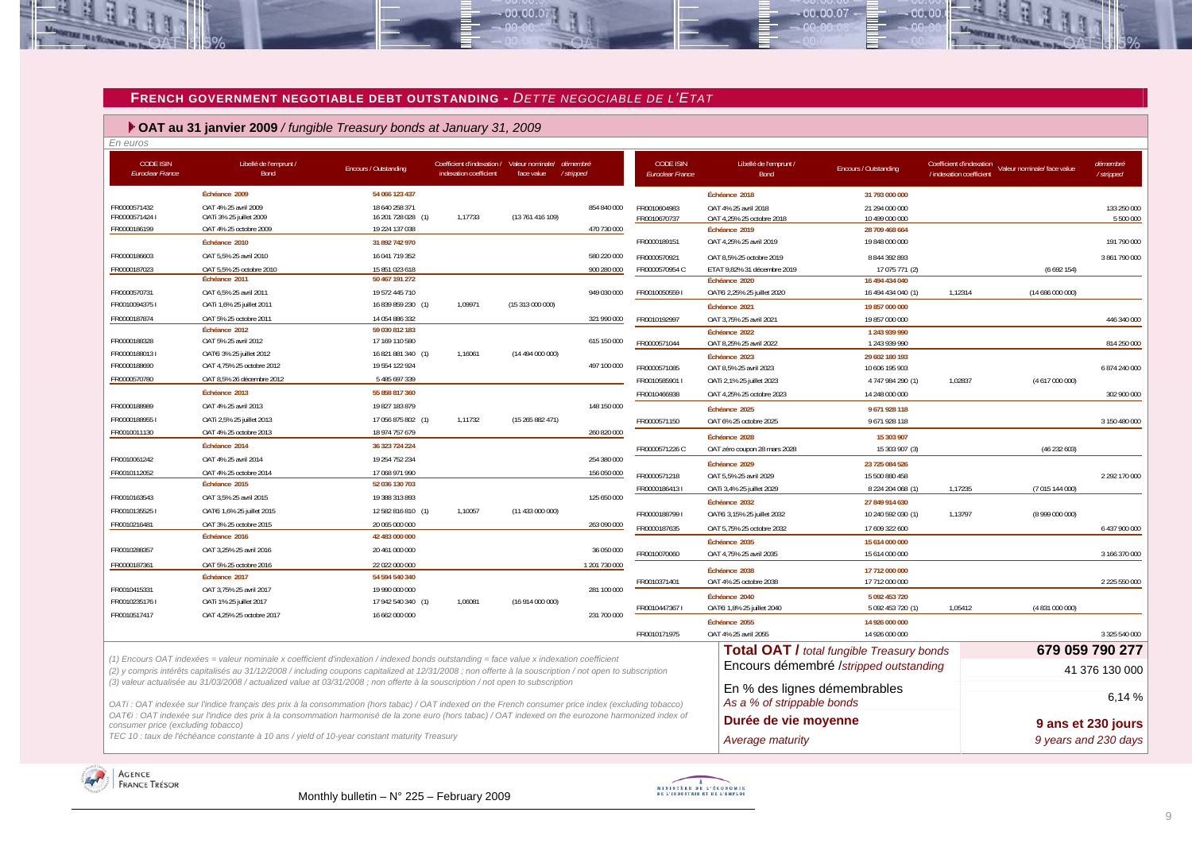## FRENCH GOVERNMENT NEGOTIABLE DEBT OUTSTANDING - *DETTE NEGOCIABLE DE L'ETAT*

### OAT au 31 janvier 2009 / *fungible Treasury bonds at January 31, 2009*

*En euros*

| CODE ISIN Euroclear France | Libellé de l'emprunt / Bond | Encours / Outstanding | Coefficient d'indexation / indexation coefficient | Valeur nominale/ face value | démembré / stripped |
|---|---|---|---|---|---|
| | **Échéance 2009** | **54 066 123 437** | | | |
| FR0000571432 | OAT 4% 25 avril 2009 | 18 640 258 371 | | | 854 840 000 |
| FR0000571424 I | OATi 3% 25 juillet 2009 | 16 201 728 028 (1) | 1,17733 | (13 761 416 109) | |
| FR0000186199 | OAT 4% 25 octobre 2009 | 19 224 137 038 | | | 470 730 000 |
| | **Échéance 2010** | **31 892 742 970** | | | |
| FR0000186603 | OAT 5,5% 25 avril 2010 | 16 041 719 352 | | | 580 220 000 |
| FR0000187023 | OAT 5,5% 25 octobre 2010 | 15 851 023 618 | | | 900 280 000 |
| | **Échéance 2011** | **50 467 191 272** | | | |
| FR0000570731 | OAT 6,5% 25 avril 2011 | 19 572 445 710 | | | 949 030 000 |
| FR0010094375 I | OATi 1,6% 25 juillet 2011 | 16 839 859 230 (1) | 1,09971 | (15 313 000 000) | |
| FR0000187874 | OAT 5% 25 octobre 2011 | 14 054 886 332 | | | 321 990 000 |
| | **Échéance 2012** | **59 030 812 183** | | | |
| FR0000188328 | OAT 5% 25 avril 2012 | 17 169 110 580 | | | 615 150 000 |
| FR0000188013 I | OAT€i 3% 25 juillet 2012 | 16 821 881 340 (1) | 1,16061 | (14 494 000 000) | |
| FR0000188690 | OAT 4,75% 25 octobre 2012 | 19 554 122 924 | | | 497 100 000 |
| FR0000570780 | OAT 8,5% 26 décembre 2012 | 5 485 697 339 | | | |
| | **Échéance 2013** | **55 858 817 360** | | | |
| FR0000188989 | OAT 4% 25 avril 2013 | 19 827 183 879 | | | 148 150 000 |
| FR0000188955 I | OATi 2,5% 25 juillet 2013 | 17 056 875 802 (1) | 1,11732 | (15 265 882 471) | |
| FR0010011130 | OAT 4% 25 octobre 2013 | 18 974 757 679 | | | 260 820 000 |
| | **Échéance 2014** | **36 323 724 224** | | | |
| FR0010061242 | OAT 4% 25 avril 2014 | 19 254 752 234 | | | 254 380 000 |
| FR0010112052 | OAT 4% 25 octobre 2014 | 17 068 971 990 | | | 156 050 000 |
| | **Échéance 2015** | **52 036 130 703** | | | |
| FR0010163543 | OAT 3,5% 25 avril 2015 | 19 388 313 893 | | | 125 650 000 |
| FR0010135525 I | OAT€i 1,6% 25 juillet 2015 | 12 582 816 810 (1) | 1,10057 | (11 433 000 000) | |
| FR0010216481 | OAT 3% 25 octobre 2015 | 20 065 000 000 | | | 263 090 000 |
| | **Échéance 2016** | **42 483 000 000** | | | |
| FR0010288357 | OAT 3,25% 25 avril 2016 | 20 461 000 000 | | | 36 050 000 |
| FR0000187361 | OAT 5% 25 octobre 2016 | 22 022 000 000 | | | 1 201 730 000 |
| | **Échéance 2017** | **54 594 540 340** | | | |
| FR0010415331 | OAT 3,75% 25 avril 2017 | 19 990 000 000 | | | 281 100 000 |
| FR0010235176 I | OATi 1% 25 juillet 2017 | 17 942 540 340 (1) | 1,06081 | (16 914 000 000) | |
| FR0010517417 | OAT 4,25% 25 octobre 2017 | 16 662 000 000 | | | 231 700 000 |
| | **Échéance 2018** | **31 793 000 000** | | | |
| FR0010604983 | OAT 4% 25 avril 2018 | 21 294 000 000 | | | 133 250 000 |
| FR0010670737 | OAT 4,25% 25 octobre 2018 | 10 499 000 000 | | | 5 500 000 |
| | **Échéance 2019** | **28 709 468 664** | | | |
| FR0000189151 | OAT 4,25% 25 avril 2019 | 19 848 000 000 | | | 191 790 000 |
| FR0000570921 | OAT 8,5% 25 octobre 2019 | 8 844 392 893 | | | 3 861 790 000 |
| FR0000570954 C | ETAT 9,82% 31 décembre 2019 | 17 075 771 (2) | | (6 692 154) | |
| | **Échéance 2020** | **16 494 434 040** | | | |
| FR0010050559 I | OAT€i 2,25% 25 juillet 2020 | 16 494 434 040 (1) | 1,12314 | (14 686 000 000) | |
| | **Échéance 2021** | **19 857 000 000** | | | |
| FR0010192997 | OAT 3,75% 25 avril 2021 | 19 857 000 000 | | | 446 340 000 |
| | **Échéance 2022** | **1 243 939 990** | | | |
| FR0000571044 | OAT 8,25% 25 avril 2022 | 1 243 939 990 | | | 814 250 000 |
| | **Échéance 2023** | **29 602 180 193** | | | |
| FR0000571085 | OAT 8,5% 25 avril 2023 | 10 606 195 903 | | | 6 874 240 000 |
| FR0010585901 I | OATi 2,1% 25 juillet 2023 | 4 747 984 290 (1) | 1,02837 | (4 617 000 000) | |
| FR0010466938 | OAT 4,25% 25 octobre 2023 | 14 248 000 000 | | | 302 900 000 |
| | **Échéance 2025** | **9 671 928 118** | | | |
| FR0000571150 | OAT 6% 25 octobre 2025 | 9 671 928 118 | | | 3 150 480 000 |
| | **Échéance 2028** | **15 303 907** | | | |
| FR0000571226 C | OAT zéro coupon 28 mars 2028 | 15 303 907 (3) | | (46 232 603) | |
| | **Échéance 2029** | **23 725 084 526** | | | |
| FR0000571218 | OAT 5,5% 25 avril 2029 | 15 500 880 458 | | | 2 292 170 000 |
| FR0000186413 I | OATi 3,4% 25 juillet 2029 | 8 224 204 068 (1) | 1,17235 | (7 015 144 000) | |
| | **Échéance 2032** | **27 849 914 630** | | | |
| FR0000188799 I | OAT€i 3,15% 25 juillet 2032 | 10 240 592 030 (1) | 1,13797 | (8 999 000 000) | |
| FR0000187635 | OAT 5,75% 25 octobre 2032 | 17 609 322 600 | | | 6 437 900 000 |
| | **Échéance 2035** | **15 614 000 000** | | | |
| FR0010070060 | OAT 4,75% 25 avril 2035 | 15 614 000 000 | | | 3 166 370 000 |
| | **Échéance 2038** | **17 712 000 000** | | | |
| FR0010371401 | OAT 4% 25 octobre 2038 | 17 712 000 000 | | | 2 225 550 000 |
| | **Échéance 2040** | **5 092 453 720** | | | |
| FR0010447367 I | OAT€i 1,8% 25 juillet 2040 | 5 092 453 720 (1) | 1,05412 | (4 831 000 000) | |
| | **Échéance 2055** | **14 926 000 000** | | | |
| FR0010171975 | OAT 4% 25 avril 2055 | 14 926 000 000 | | | 3 325 540 000 |

| | |
|---|---|
| **Total OAT /** *total fungible Treasury bonds* | **679 059 790 277** |
| Encours démembré /*stripped outstanding* | 41 376 130 000 |
| En % des lignes démembrables / *As a % of strippable bonds* | 6,14 % |
| **Durée de vie moyenne** / *Average maturity* | **9 ans et 230 jours** / *9 years and 230 days* |

*(1) Encours OAT indexées = valeur nominale x coefficient d'indexation / indexed bonds outstanding = face value x indexation coefficient*

*(2) y compris intérêts capitalisés au 31/12/2008 / including coupons capitalized at 12/31/2008 ; non offerte à la souscription / not open to subscription*

*(3) valeur actualisée au 31/03/2008 / actualized value at 03/31/2008 ; non offerte à la souscription / not open to subscription*

*OATi : OAT indexée sur l'indice français des prix à la consommation (hors tabac) / OAT indexed on the French consumer price index (excluding tobacco)*

*OAT€i : OAT indexée sur l'indice des prix à la consommation harmonisé de la zone euro (hors tabac) / OAT indexed on the eurozone harmonized index of consumer price (excluding tobacco)*

*TEC 10 : taux de l'échéance constante à 10 ans / yield of 10-year constant maturity Treasury*

Monthly bulletin – N° 225 – February 2009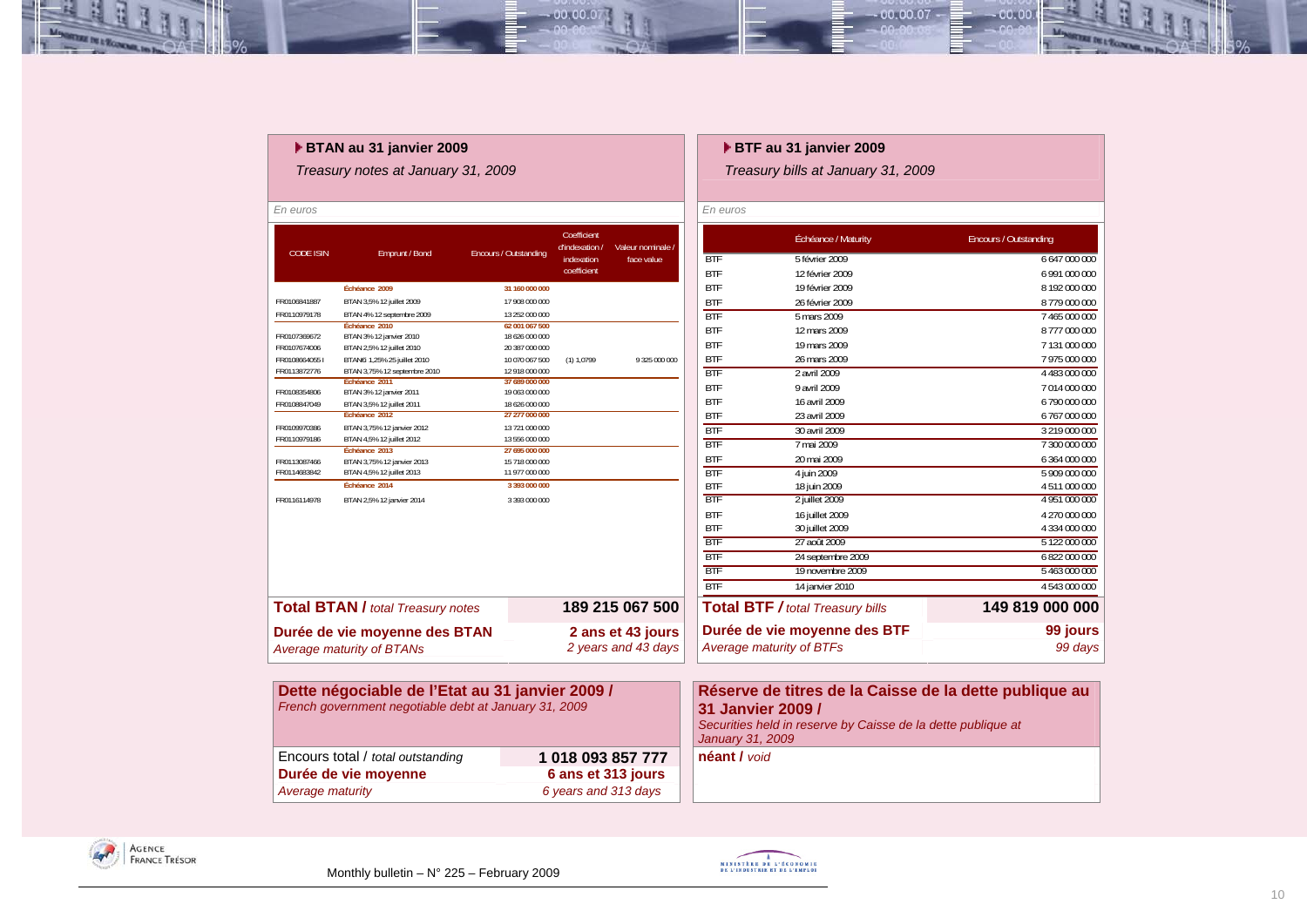## BTAN au 31 janvier 2009

*Treasury notes at January 31, 2009*

*En euros*

| CODE ISIN | Emprunt / Bond | Encours / Outstanding | Coefficient d'indexation / indexation coefficient | Valeur nominale / face value |
|---|---|---|---|---|
| | **Échéance 2009** | **31 160 000 000** | | |
| FR0106841887 | BTAN 3,5% 12 juillet 2009 | 17 908 000 000 | | |
| FR0110979178 | BTAN 4% 12 septembre 2009 | 13 252 000 000 | | |
| | **Échéance 2010** | **62 001 067 500** | | |
| FR0107369672 | BTAN 3% 12 janvier 2010 | 18 626 000 000 | | |
| FR0107674006 | BTAN 2,5% 12 juillet 2010 | 20 387 000 000 | | |
| FR0108664055 I | BTANi 1,25% 25 juillet 2010 | 10 070 067 500 | (1) 1,0799 | 9 325 000 000 |
| FR0113872776 | BTAN 3,75% 12 septembre 2010 | 12 918 000 000 | | |
| | **Échéance 2011** | **37 689 000 000** | | |
| FR0108354806 | BTAN 3% 12 janvier 2011 | 19 063 000 000 | | |
| FR0108847049 | BTAN 3,5% 12 juillet 2011 | 18 626 000 000 | | |
| | **Échéance 2012** | **27 277 000 000** | | |
| FR0109970386 | BTAN 3,75% 12 janvier 2012 | 13 721 000 000 | | |
| FR0110979186 | BTAN 4,5% 12 juillet 2012 | 13 556 000 000 | | |
| | **Échéance 2013** | **27 695 000 000** | | |
| FR0113087466 | BTAN 3,75% 12 janvier 2013 | 15 718 000 000 | | |
| FR0114683842 | BTAN 4,5% 12 juillet 2013 | 11 977 000 000 | | |
| | **Échéance 2014** | **3 393 000 000** | | |
| FR0116114978 | BTAN 2,5% 12 janvier 2014 | 3 393 000 000 | | |

**Total BTAN /** *total Treasury notes* — **189 215 067 500**

**Durée de vie moyenne des BTAN** — **2 ans et 43 jours**
*Average maturity of BTANs* — *2 years and 43 days*

## BTF au 31 janvier 2009

*Treasury bills at January 31, 2009*

*En euros*

| | Échéance / Maturity | Encours / Outstanding |
|---|---|---|
| BTF | 5 février 2009 | 6 647 000 000 |
| BTF | 12 février 2009 | 6 991 000 000 |
| BTF | 19 février 2009 | 8 192 000 000 |
| BTF | 26 février 2009 | 8 779 000 000 |
| BTF | 5 mars 2009 | 7 465 000 000 |
| BTF | 12 mars 2009 | 8 777 000 000 |
| BTF | 19 mars 2009 | 7 131 000 000 |
| BTF | 26 mars 2009 | 7 975 000 000 |
| BTF | 2 avril 2009 | 4 483 000 000 |
| BTF | 9 avril 2009 | 7 014 000 000 |
| BTF | 16 avril 2009 | 6 790 000 000 |
| BTF | 23 avril 2009 | 6 767 000 000 |
| BTF | 30 avril 2009 | 3 219 000 000 |
| BTF | 7 mai 2009 | 7 300 000 000 |
| BTF | 20 mai 2009 | 6 364 000 000 |
| BTF | 4 juin 2009 | 5 909 000 000 |
| BTF | 18 juin 2009 | 4 511 000 000 |
| BTF | 2 juillet 2009 | 4 951 000 000 |
| BTF | 16 juillet 2009 | 4 270 000 000 |
| BTF | 30 juillet 2009 | 4 334 000 000 |
| BTF | 27 août 2009 | 5 122 000 000 |
| BTF | 24 septembre 2009 | 6 822 000 000 |
| BTF | 19 novembre 2009 | 5 463 000 000 |
| BTF | 14 janvier 2010 | 4 543 000 000 |

**Total BTF /** *total Treasury bills* — **149 819 000 000**

**Durée de vie moyenne des BTF** — **99 jours**
*Average maturity of BTFs* — *99 days*

## Dette négociable de l'Etat au 31 janvier 2009 /

*French government negotiable debt at January 31, 2009*

| | |
|---|---|
| Encours total / *total outstanding* | **1 018 093 857 777** |
| **Durée de vie moyenne** | **6 ans et 313 jours** |
| *Average maturity* | *6 years and 313 days* |

## Réserve de titres de la Caisse de la dette publique au 31 Janvier 2009 /

*Securities held in reserve by Caisse de la dette publique at January 31, 2009*

**néant /** *void*

Monthly bulletin – N° 225 – February 2009